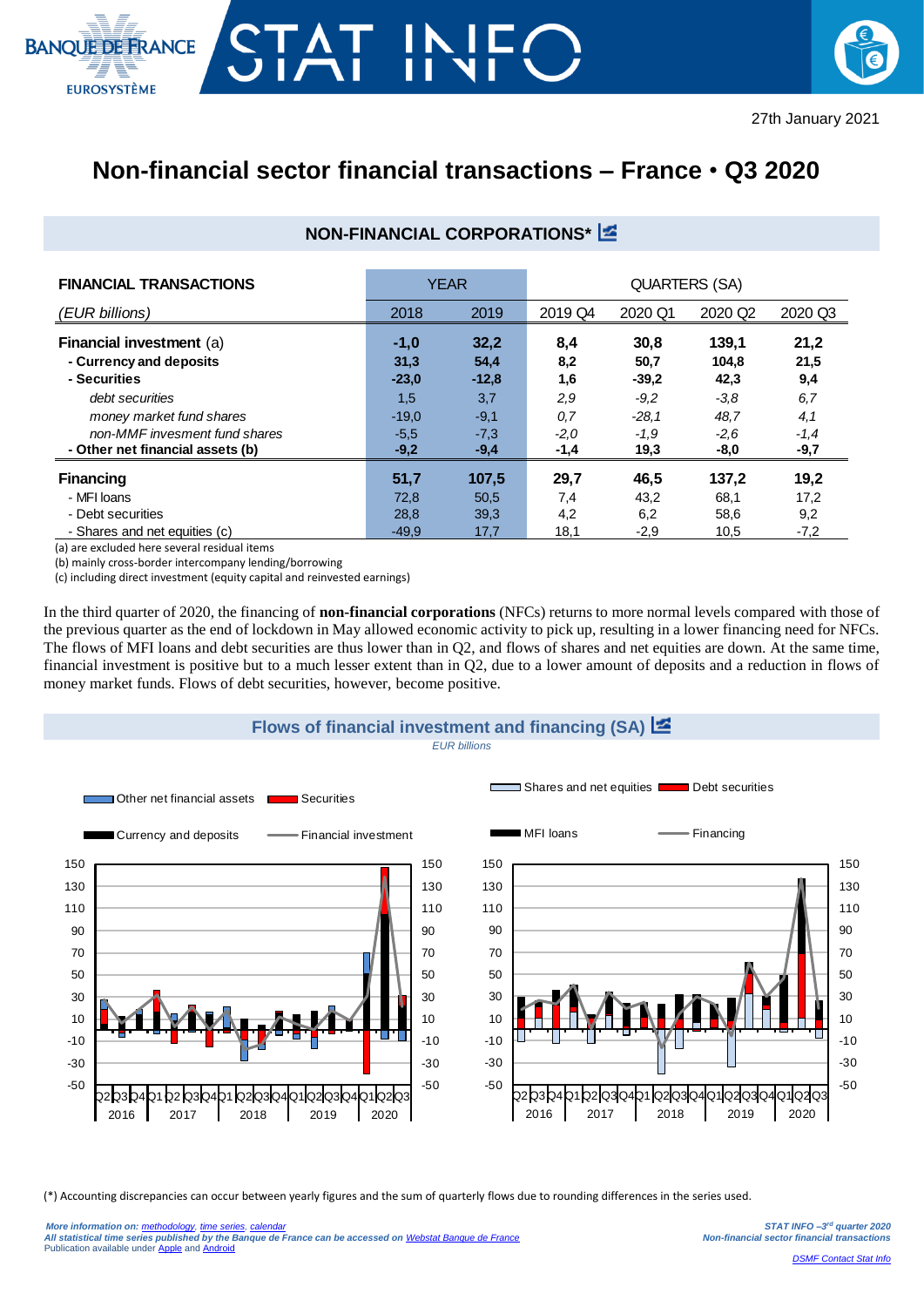27th January 2021

# Non-financial sector financial transactions – France • Q3 2020

## NON-FINANCIAL CORPORATIONS*

| FINANCIAL TRANSACTIONS | YEAR | | QUARTERS (SA) | | | |
|---|---|---|---|---|---|---|
| *(EUR billions)* | 2018 | 2019 | 2019 Q4 | 2020 Q1 | 2020 Q2 | 2020 Q3 |
| **Financial investment** (a) | **-1,0** | **32,2** | **8,4** | **30,8** | **139,1** | **21,2** |
| **- Currency and deposits** | **31,3** | **54,4** | **8,2** | **50,7** | **104,8** | **21,5** |
| **- Securities** | **-23,0** | **-12,8** | **1,6** | **-39,2** | **42,3** | **9,4** |
| *debt securities* | 1,5 | 3,7 | *2,9* | *-9,2* | *-3,8* | *6,7* |
| *money market fund shares* | -19,0 | -9,1 | *0,7* | *-28,1* | *48,7* | *4,1* |
| *non-MMF invesment fund shares* | -5,5 | -7,3 | *-2,0* | *-1,9* | *-2,6* | *-1,4* |
| **- Other net financial assets (b)** | **-9,2** | **-9,4** | **-1,4** | **19,3** | **-8,0** | **-9,7** |
| **Financing** | **51,7** | **107,5** | **29,7** | **46,5** | **137,2** | **19,2** |
| - MFI loans | 72,8 | 50,5 | 7,4 | 43,2 | 68,1 | 17,2 |
| - Debt securities | 28,8 | 39,3 | 4,2 | 6,2 | 58,6 | 9,2 |
| - Shares and net equities (c) | -49,9 | 17,7 | 18,1 | -2,9 | 10,5 | -7,2 |

(a) are excluded here several residual items
(b) mainly cross-border intercompany lending/borrowing
(c) including direct investment (equity capital and reinvested earnings)

In the third quarter of 2020, the financing of **non-financial corporations** (NFCs) returns to more normal levels compared with those of the previous quarter as the end of lockdown in May allowed economic activity to pick up, resulting in a lower financing need for NFCs. The flows of MFI loans and debt securities are thus lower than in Q2, and flows of shares and net equities are down. At the same time, financial investment is positive but to a much lesser extent than in Q2, due to a lower amount of deposits and a reduction in flows of money market funds. Flows of debt securities, however, become positive.

### Flows of financial investment and financing (SA)

*EUR billions*

(*) Accounting discrepancies can occur between yearly figures and the sum of quarterly flows due to rounding differences in the series used.

*More information on: methodology, time series, calendar*
*All statistical time series published by the Banque de France can be accessed on Webstat Banque de France*
Publication available under Apple and Android

DSMF Contact Stat Info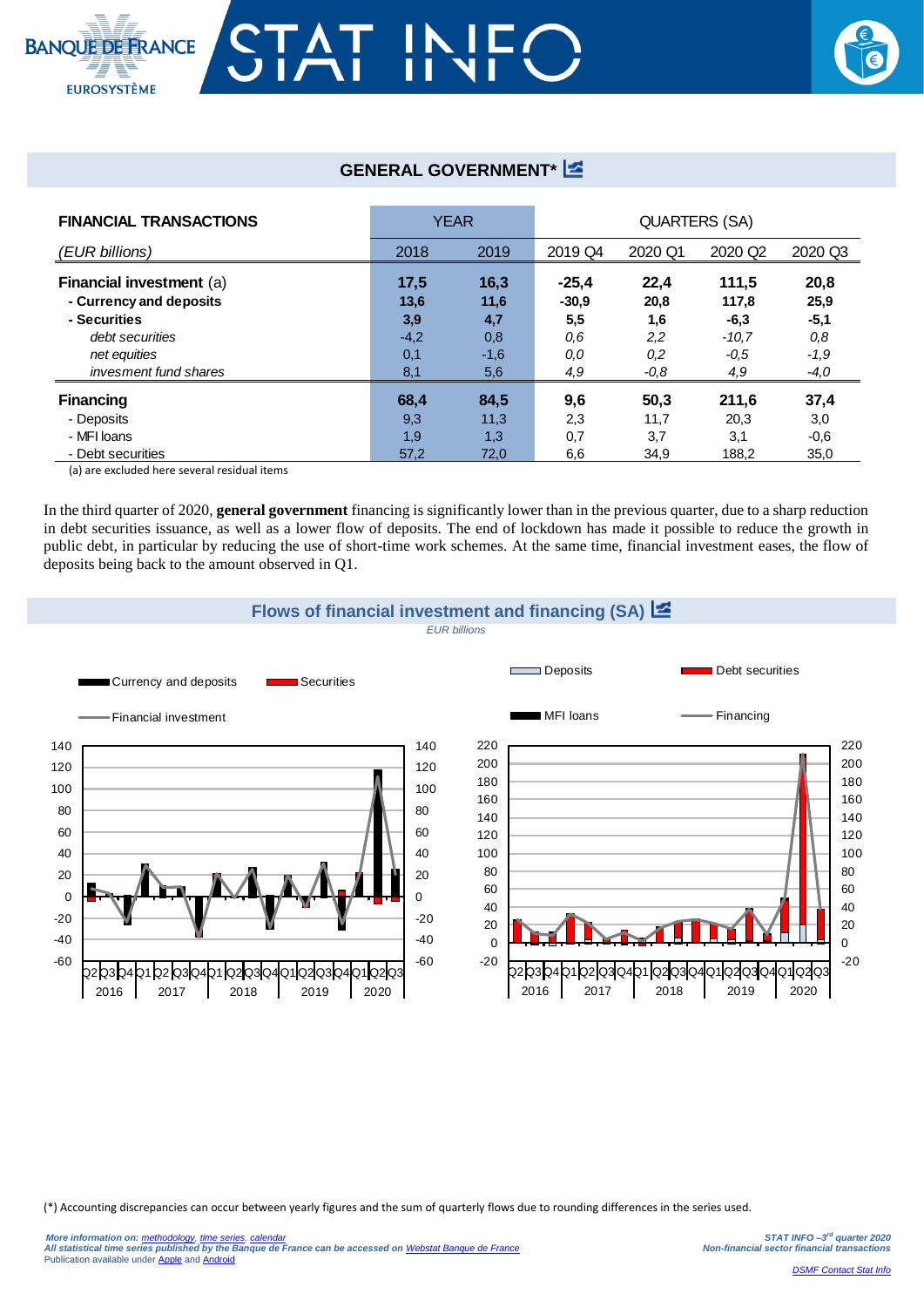## GENERAL GOVERNMENT*

| FINANCIAL TRANSACTIONS | YEAR | | QUARTERS (SA) | | | |
|---|---|---|---|---|---|---|
| *(EUR billions)* | 2018 | 2019 | 2019 Q4 | 2020 Q1 | 2020 Q2 | 2020 Q3 |
| **Financial investment** (a) | **17,5** | **16,3** | **-25,4** | **22,4** | **111,5** | **20,8** |
| **- Currency and deposits** | **13,6** | **11,6** | **-30,9** | **20,8** | **117,8** | **25,9** |
| **- Securities** | **3,9** | **4,7** | **5,5** | **1,6** | **-6,3** | **-5,1** |
| *debt securities* | -4,2 | 0,8 | *0,6* | *2,2* | *-10,7* | *0,8* |
| *net equities* | 0,1 | -1,6 | *0,0* | *0,2* | *-0,5* | *-1,9* |
| *invesment fund shares* | 8,1 | 5,6 | *4,9* | *-0,8* | *4,9* | *-4,0* |
| **Financing** | **68,4** | **84,5** | **9,6** | **50,3** | **211,6** | **37,4** |
| - Deposits | 9,3 | 11,3 | 2,3 | 11,7 | 20,3 | 3,0 |
| - MFI loans | 1,9 | 1,3 | 0,7 | 3,7 | 3,1 | -0,6 |
| - Debt securities | 57,2 | 72,0 | 6,6 | 34,9 | 188,2 | 35,0 |

(a) are excluded here several residual items

In the third quarter of 2020, **general government** financing is significantly lower than in the previous quarter, due to a sharp reduction in debt securities issuance, as well as a lower flow of deposits. The end of lockdown has made it possible to reduce the growth in public debt, in particular by reducing the use of short-time work schemes. At the same time, financial investment eases, the flow of deposits being back to the amount observed in Q1.

## Flows of financial investment and financing (SA)

*EUR billions*

(*) Accounting discrepancies can occur between yearly figures and the sum of quarterly flows due to rounding differences in the series used.

*More information on: methodology, time series, calendar*
*All statistical time series published by the Banque de France can be accessed on Webstat Banque de France*
Publication available under Apple and Android

*STAT INFO –3rd quarter 2020*
*Non-financial sector financial transactions*

*DSMF Contact Stat Info*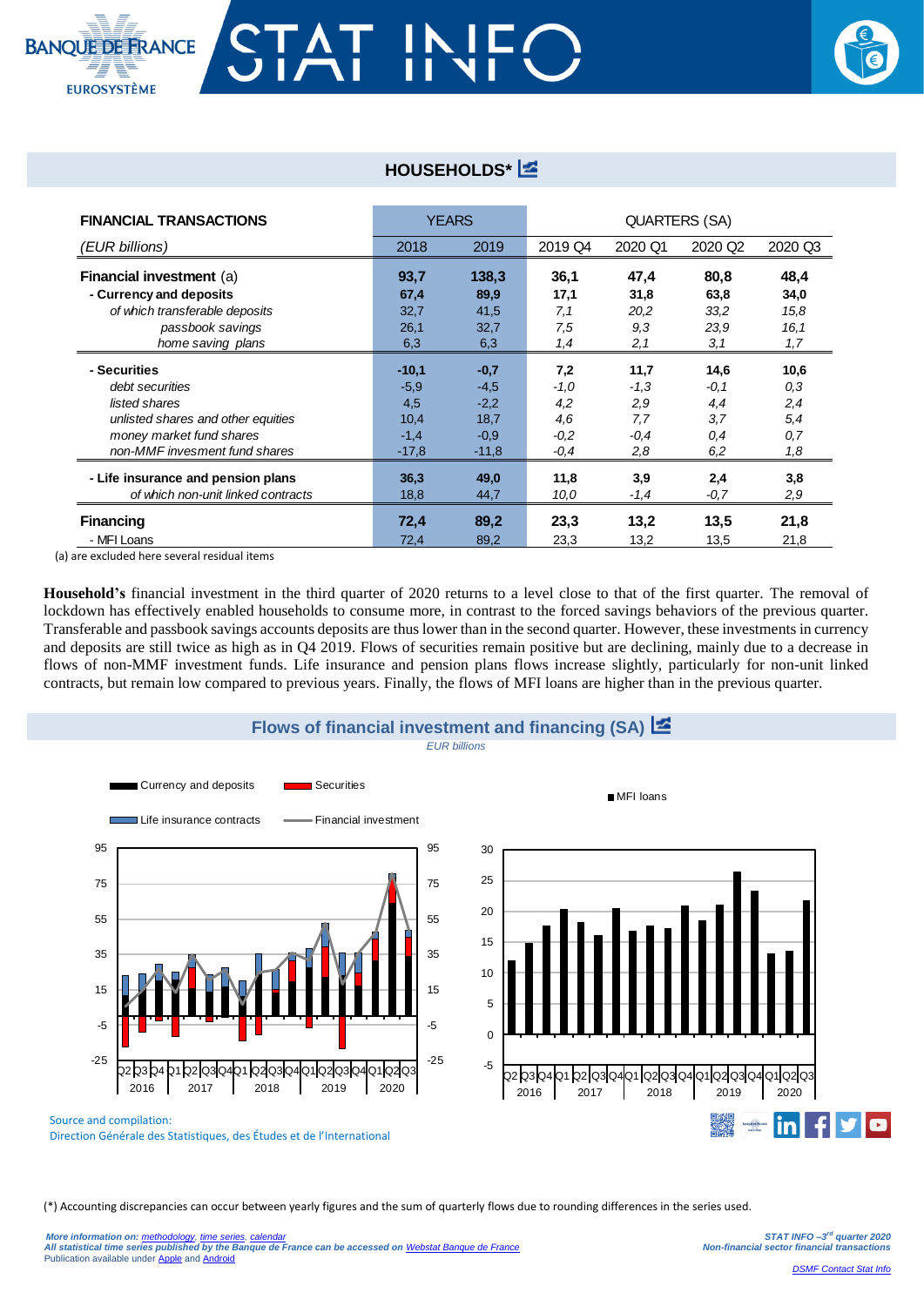## HOUSEHOLDS*

| FINANCIAL TRANSACTIONS | YEARS | | QUARTERS (SA) | | | |
|---|---|---|---|---|---|---|
| *(EUR billions)* | 2018 | 2019 | 2019 Q4 | 2020 Q1 | 2020 Q2 | 2020 Q3 |
| **Financial investment** (a) | **93,7** | **138,3** | **36,1** | **47,4** | **80,8** | **48,4** |
| **- Currency and deposits** | **67,4** | **89,9** | **17,1** | **31,8** | **63,8** | **34,0** |
| *of which transferable deposits* | 32,7 | 41,5 | *7,1* | *20,2* | *33,2* | *15,8* |
| *passbook savings* | 26,1 | 32,7 | *7,5* | *9,3* | *23,9* | *16,1* |
| *home saving plans* | 6,3 | 6,3 | *1,4* | *2,1* | *3,1* | *1,7* |
| **- Securities** | **-10,1** | **-0,7** | **7,2** | **11,7** | **14,6** | **10,6** |
| *debt securities* | -5,9 | -4,5 | *-1,0* | *-1,3* | *-0,1* | *0,3* |
| *listed shares* | 4,5 | -2,2 | *4,2* | *2,9* | *4,4* | *2,4* |
| *unlisted shares and other equities* | 10,4 | 18,7 | *4,6* | *7,7* | *3,7* | *5,4* |
| *money market fund shares* | -1,4 | -0,9 | *-0,2* | *-0,4* | *0,4* | *0,7* |
| *non-MMF invesment fund shares* | -17,8 | -11,8 | *-0,4* | *2,8* | *6,2* | *1,8* |
| **- Life insurance and pension plans** | **36,3** | **49,0** | **11,8** | **3,9** | **2,4** | **3,8** |
| *of which non-unit linked contracts* | 18,8 | 44,7 | *10,0* | *-1,4* | *-0,7* | *2,9* |
| **Financing** | **72,4** | **89,2** | **23,3** | **13,2** | **13,5** | **21,8** |
| - MFI Loans | 72,4 | 89,2 | 23,3 | 13,2 | 13,5 | 21,8 |

(a) are excluded here several residual items

**Household's** financial investment in the third quarter of 2020 returns to a level close to that of the first quarter. The removal of lockdown has effectively enabled households to consume more, in contrast to the forced savings behaviors of the previous quarter. Transferable and passbook savings accounts deposits are thus lower than in the second quarter. However, these investments in currency and deposits are still twice as high as in Q4 2019. Flows of securities remain positive but are declining, mainly due to a decrease in flows of non-MMF investment funds. Life insurance and pension plans flows increase slightly, particularly for non-unit linked contracts, but remain low compared to previous years. Finally, the flows of MFI loans are higher than in the previous quarter.

### Flows of financial investment and financing (SA)

*EUR billions*

Currency and deposits
Securities
Life insurance contracts
Financial investment

95, 75, 55, 35, 15, -5, -25
Q2 Q3 Q4 Q1 Q2 Q3 Q4 Q1 Q2 Q3 Q4 Q1 Q2 Q3 Q4 Q1 Q2 Q3
2016 2017 2018 2019 2020

MFI loans

30, 25, 20, 15, 10, 5, 0, -5
Q2 Q3 Q4 Q1 Q2 Q3 Q4 Q1 Q2 Q3 Q4 Q1 Q2 Q3 Q4 Q1 Q2 Q3
2016 2017 2018 2019 2020

Source and compilation:
Direction Générale des Statistiques, des Études et de l'International

(*) Accounting discrepancies can occur between yearly figures and the sum of quarterly flows due to rounding differences in the series used.

*More information on: methodology, time series, calendar*
*All statistical time series published by the Banque de France can be accessed on Webstat Banque de France*
Publication available under Apple and Android

*STAT INFO –3rd quarter 2020*
*Non-financial sector financial transactions*

*DSMF Contact Stat Info*